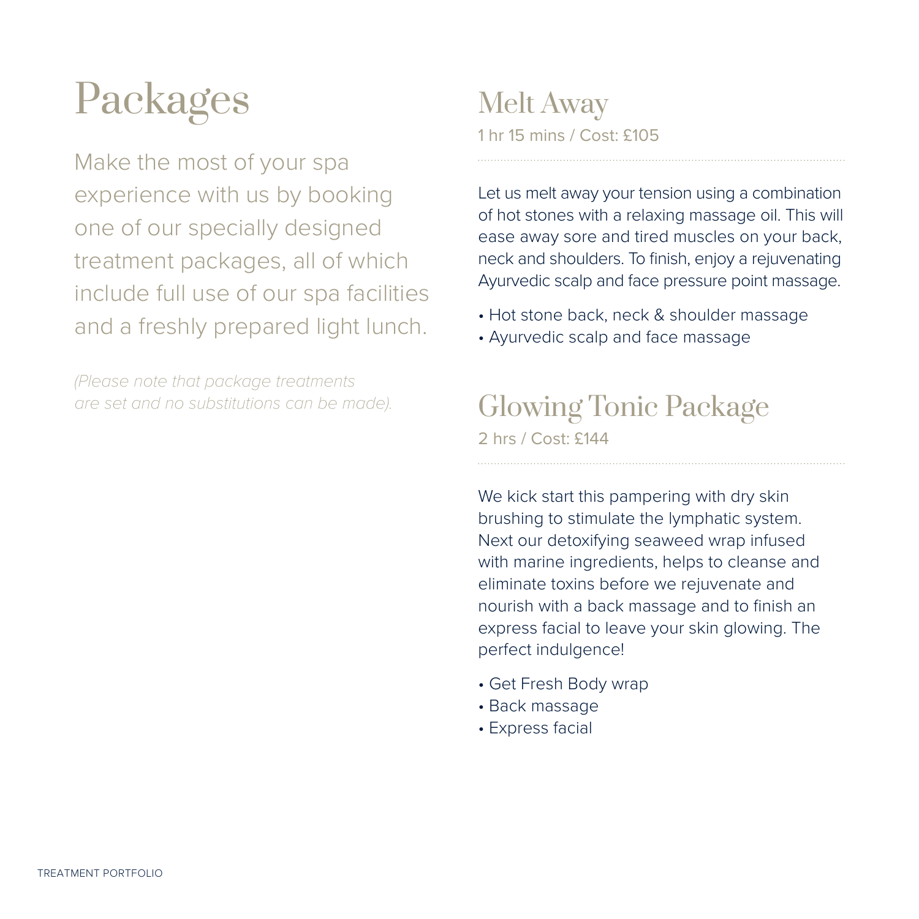# Packages

Make the most of your spa experience with us by booking one of our specially designed treatment packages, all of which include full use of our spa facilities and a freshly prepared light lunch.

*(Please note that package treatments are set and no substitutions can be made).*

## Melt Away

1 hr 15 mins / Cost: £105

Let us melt away your tension using a combination of hot stones with a relaxing massage oil. This will ease away sore and tired muscles on your back, neck and shoulders. To finish, enjoy a rejuvenating Ayurvedic scalp and face pressure point massage.

- Hot stone back, neck & shoulder massage
- Ayurvedic scalp and face massage

## Glowing Tonic Package

2 hrs / Cost: £144

We kick start this pampering with dry skin brushing to stimulate the lymphatic system. Next our detoxifying seaweed wrap infused with marine ingredients, helps to cleanse and eliminate toxins before we rejuvenate and nourish with a back massage and to finish an express facial to leave your skin glowing. The perfect indulgence!

- Get Fresh Body wrap
- Back massage
- Express facial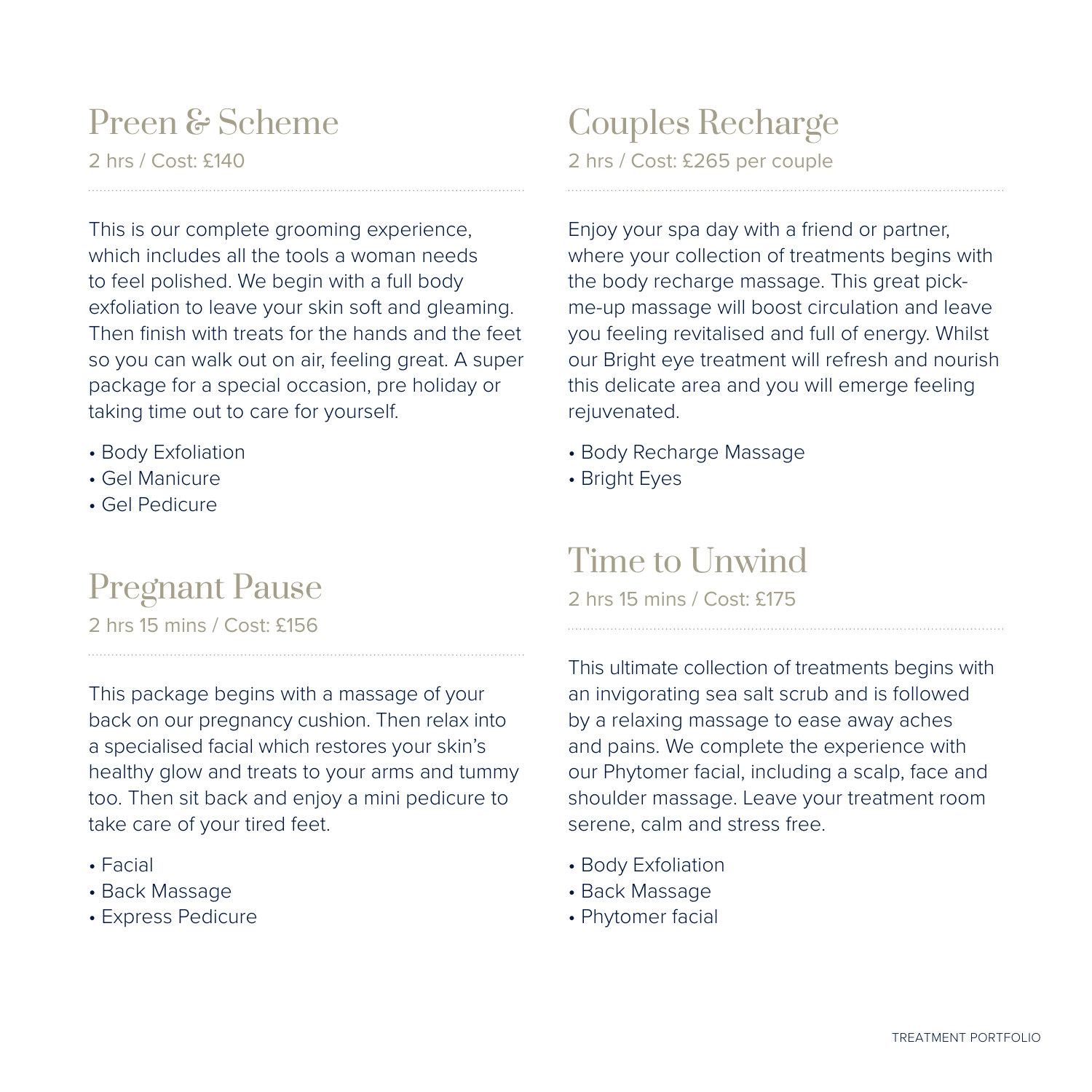## Preen & Scheme

2 hrs / Cost: £140

This is our complete grooming experience, which includes all the tools a woman needs to feel polished. We begin with a full body exfoliation to leave your skin soft and gleaming. Then finish with treats for the hands and the feet so you can walk out on air, feeling great. A super package for a special occasion, pre holiday or taking time out to care for yourself.

- Body Exfoliation
- Gel Manicure
- Gel Pedicure

## Pregnant Pause

2 hrs 15 mins / Cost: £156

This package begins with a massage of your back on our pregnancy cushion. Then relax into a specialised facial which restores your skin's healthy glow and treats to your arms and tummy too. Then sit back and enjoy a mini pedicure to take care of your tired feet.

- Facial
- Back Massage
- Express Pedicure

## Couples Recharge

2 hrs / Cost: £265 per couple

Enjoy your spa day with a friend or partner, where your collection of treatments begins with the body recharge massage. This great pick-me-up massage will boost circulation and leave you feeling revitalised and full of energy. Whilst our Bright eye treatment will refresh and nourish this delicate area and you will emerge feeling rejuvenated.

- Body Recharge Massage
- Bright Eyes

## Time to Unwind

2 hrs 15 mins / Cost: £175

This ultimate collection of treatments begins with an invigorating sea salt scrub and is followed by a relaxing massage to ease away aches and pains. We complete the experience with our Phytomer facial, including a scalp, face and shoulder massage. Leave your treatment room serene, calm and stress free.

- Body Exfoliation
- Back Massage
- Phytomer facial